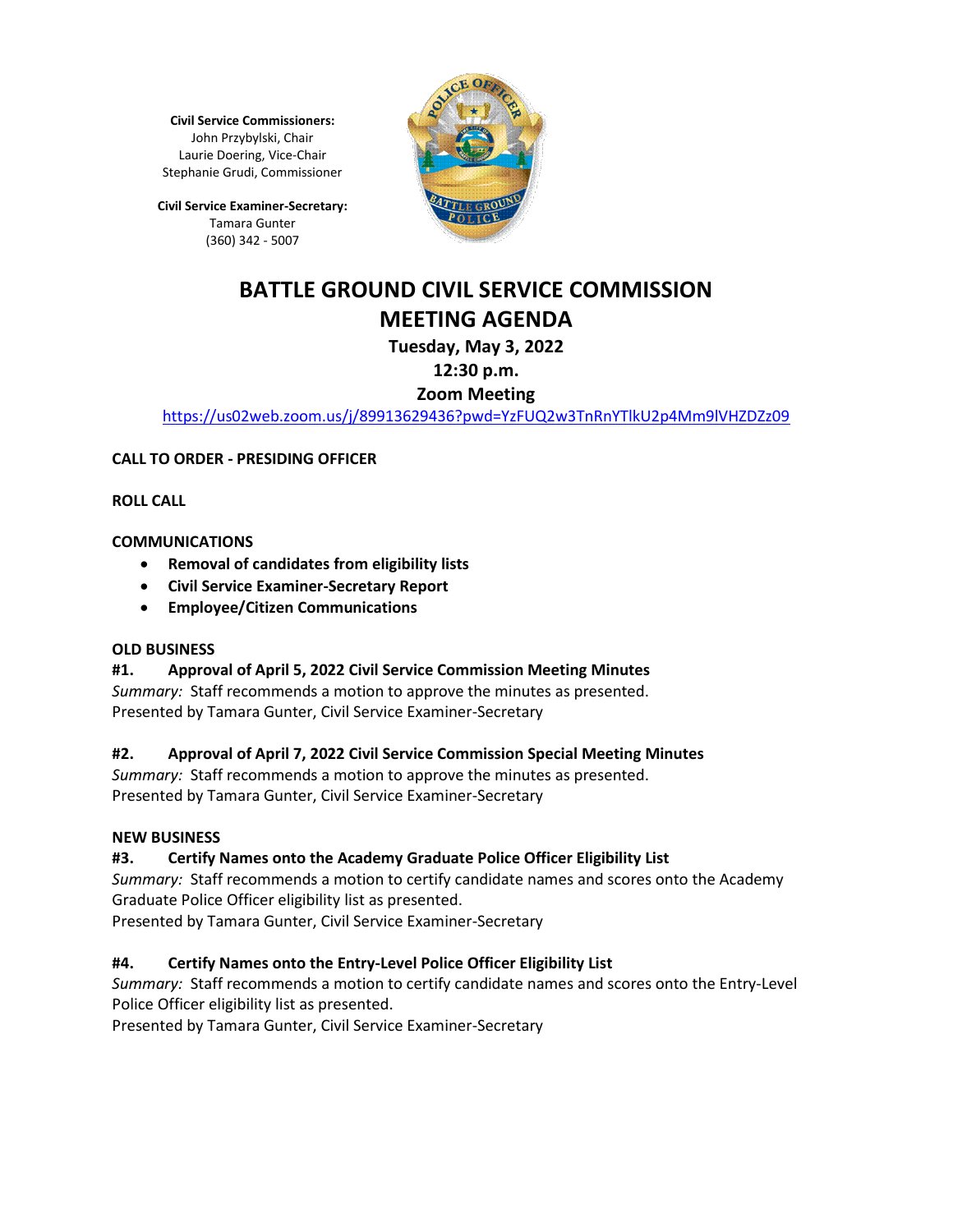**Civil Service Commissioners:**
John Przybylski, Chair
Laurie Doering, Vice-Chair
Stephanie Grudi, Commissioner

**Civil Service Examiner-Secretary:**
Tamara Gunter
(360) 342 - 5007

# BATTLE GROUND CIVIL SERVICE COMMISSION MEETING AGENDA

### Tuesday, May 3, 2022
### 12:30 p.m.
### Zoom Meeting

https://us02web.zoom.us/j/89913629436?pwd=YzFUQ2w3TnRnYTlkU2p4Mm9lVHZDZz09

**CALL TO ORDER - PRESIDING OFFICER**

**ROLL CALL**

**COMMUNICATIONS**

- **Removal of candidates from eligibility lists**
- **Civil Service Examiner-Secretary Report**
- **Employee/Citizen Communications**

**OLD BUSINESS**

**#1. Approval of April 5, 2022 Civil Service Commission Meeting Minutes**
*Summary:* Staff recommends a motion to approve the minutes as presented.
Presented by Tamara Gunter, Civil Service Examiner-Secretary

**#2. Approval of April 7, 2022 Civil Service Commission Special Meeting Minutes**
*Summary:* Staff recommends a motion to approve the minutes as presented.
Presented by Tamara Gunter, Civil Service Examiner-Secretary

**NEW BUSINESS**

**#3. Certify Names onto the Academy Graduate Police Officer Eligibility List**
*Summary:* Staff recommends a motion to certify candidate names and scores onto the Academy Graduate Police Officer eligibility list as presented.
Presented by Tamara Gunter, Civil Service Examiner-Secretary

**#4. Certify Names onto the Entry-Level Police Officer Eligibility List**
*Summary:* Staff recommends a motion to certify candidate names and scores onto the Entry-Level Police Officer eligibility list as presented.
Presented by Tamara Gunter, Civil Service Examiner-Secretary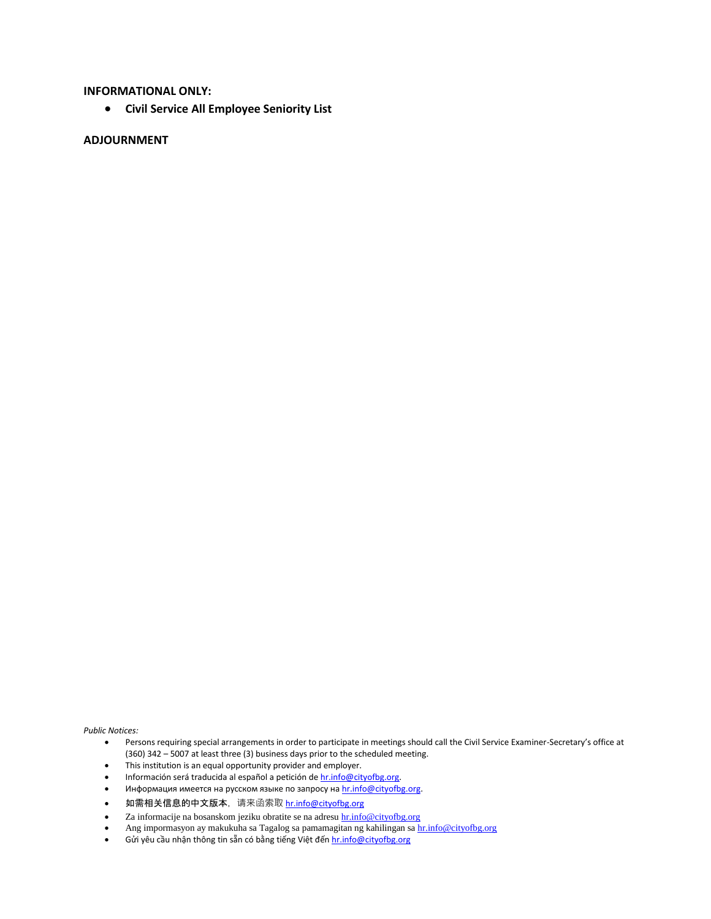**INFORMATIONAL ONLY:**

- **Civil Service All Employee Seniority List**

**ADJOURNMENT**

*Public Notices:*

- Persons requiring special arrangements in order to participate in meetings should call the Civil Service Examiner-Secretary's office at (360) 342 – 5007 at least three (3) business days prior to the scheduled meeting.
- This institution is an equal opportunity provider and employer.
- Información será traducida al español a petición de hr.info@cityofbg.org.
- Информация имеется на русском языке по запросу на hr.info@cityofbg.org.
- 如需相关信息的中文版本，请来函索取 hr.info@cityofbg.org
- Za informacije na bosanskom jeziku obratite se na adresu hr.info@cityofbg.org
- Ang impormasyon ay makukuha sa Tagalog sa pamamagitan ng kahilingan sa hr.info@cityofbg.org
- Gửi yêu cầu nhận thông tin sẵn có bằng tiếng Việt đến hr.info@cityofbg.org